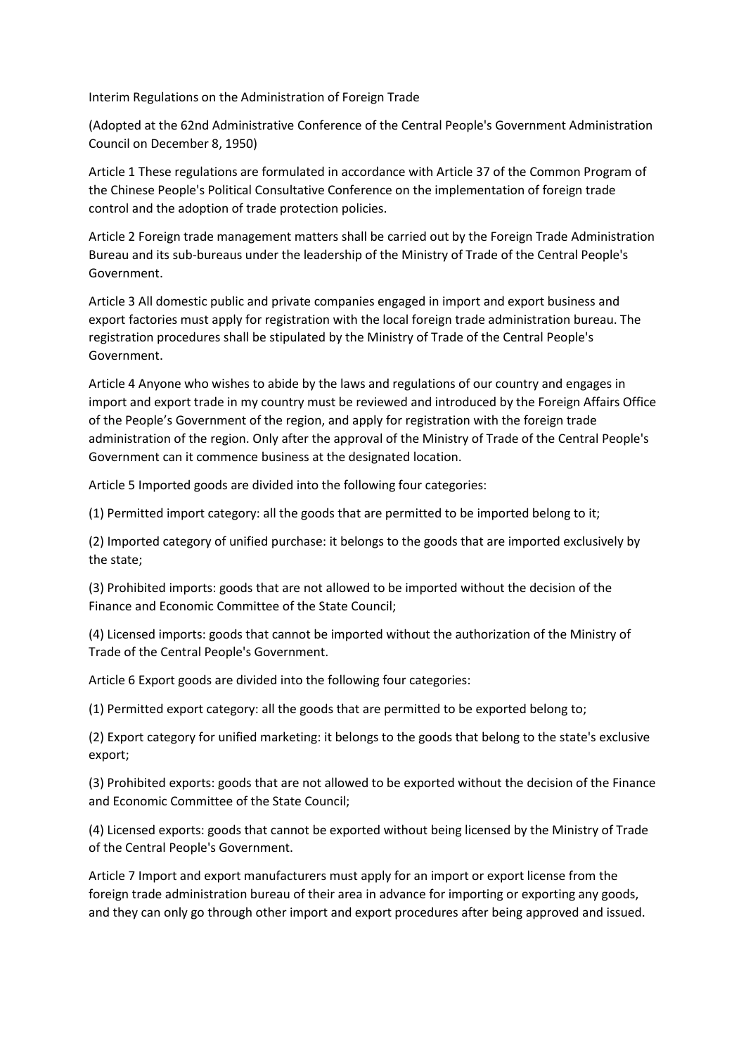# Interim Regulations on the Administration of Foreign Trade

(Adopted at the 62nd Administrative Conference of the Central People's Government Administration Council on December 8, 1950)

Article 1 These regulations are formulated in accordance with Article 37 of the Common Program of the Chinese People's Political Consultative Conference on the implementation of foreign trade control and the adoption of trade protection policies.

Article 2 Foreign trade management matters shall be carried out by the Foreign Trade Administration Bureau and its sub-bureaus under the leadership of the Ministry of Trade of the Central People's Government.

Article 3 All domestic public and private companies engaged in import and export business and export factories must apply for registration with the local foreign trade administration bureau. The registration procedures shall be stipulated by the Ministry of Trade of the Central People's Government.

Article 4 Anyone who wishes to abide by the laws and regulations of our country and engages in import and export trade in my country must be reviewed and introduced by the Foreign Affairs Office of the People's Government of the region, and apply for registration with the foreign trade administration of the region. Only after the approval of the Ministry of Trade of the Central People's Government can it commence business at the designated location.

Article 5 Imported goods are divided into the following four categories:

(1) Permitted import category: all the goods that are permitted to be imported belong to it;

(2) Imported category of unified purchase: it belongs to the goods that are imported exclusively by the state;

(3) Prohibited imports: goods that are not allowed to be imported without the decision of the Finance and Economic Committee of the State Council;

(4) Licensed imports: goods that cannot be imported without the authorization of the Ministry of Trade of the Central People's Government.

Article 6 Export goods are divided into the following four categories:

(1) Permitted export category: all the goods that are permitted to be exported belong to;

(2) Export category for unified marketing: it belongs to the goods that belong to the state's exclusive export;

(3) Prohibited exports: goods that are not allowed to be exported without the decision of the Finance and Economic Committee of the State Council;

(4) Licensed exports: goods that cannot be exported without being licensed by the Ministry of Trade of the Central People's Government.

Article 7 Import and export manufacturers must apply for an import or export license from the foreign trade administration bureau of their area in advance for importing or exporting any goods, and they can only go through other import and export procedures after being approved and issued.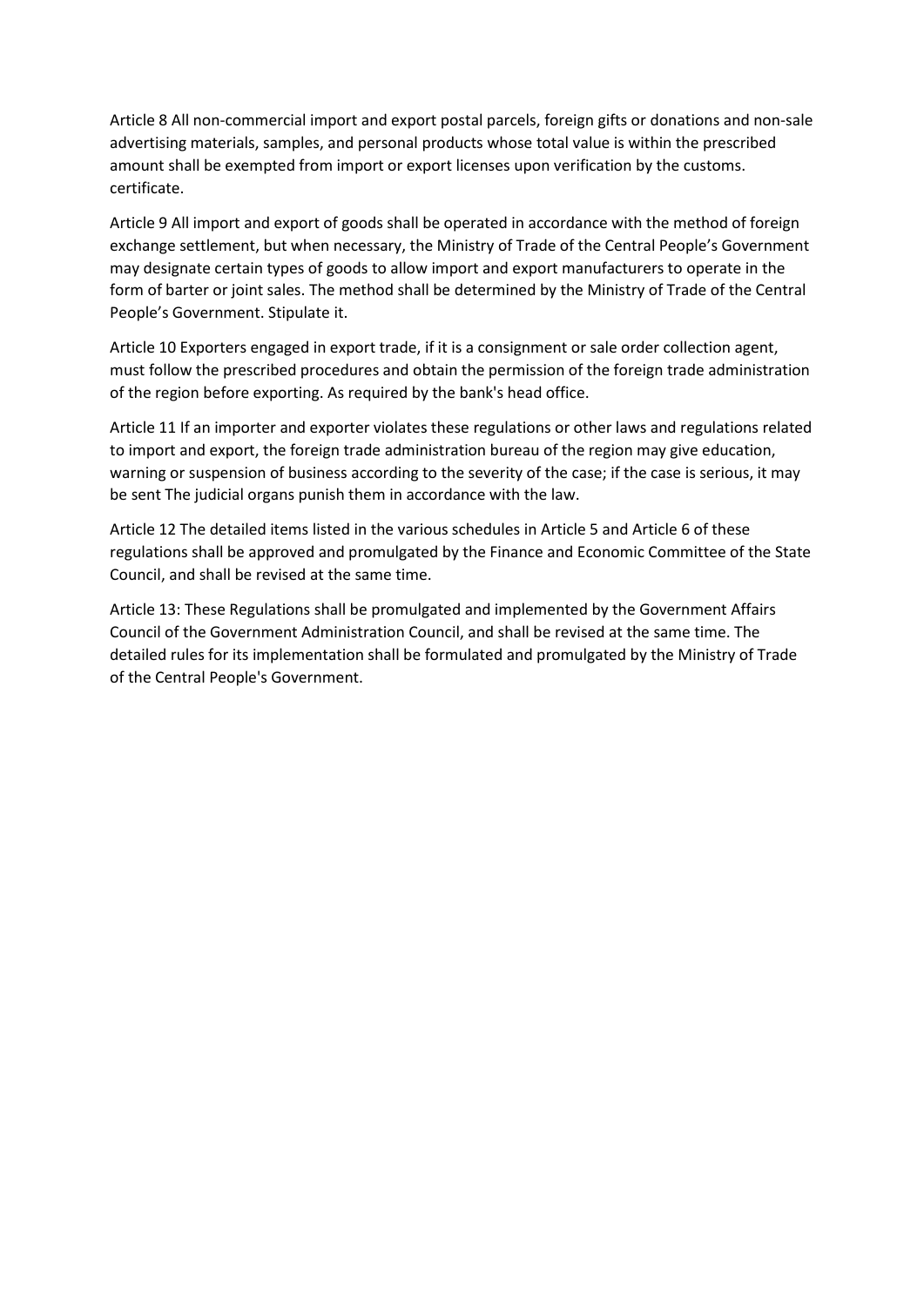Article 8 All non-commercial import and export postal parcels, foreign gifts or donations and non-sale advertising materials, samples, and personal products whose total value is within the prescribed amount shall be exempted from import or export licenses upon verification by the customs. certificate.

Article 9 All import and export of goods shall be operated in accordance with the method of foreign exchange settlement, but when necessary, the Ministry of Trade of the Central People's Government may designate certain types of goods to allow import and export manufacturers to operate in the form of barter or joint sales. The method shall be determined by the Ministry of Trade of the Central People's Government. Stipulate it.

Article 10 Exporters engaged in export trade, if it is a consignment or sale order collection agent, must follow the prescribed procedures and obtain the permission of the foreign trade administration of the region before exporting. As required by the bank's head office.

Article 11 If an importer and exporter violates these regulations or other laws and regulations related to import and export, the foreign trade administration bureau of the region may give education, warning or suspension of business according to the severity of the case; if the case is serious, it may be sent The judicial organs punish them in accordance with the law.

Article 12 The detailed items listed in the various schedules in Article 5 and Article 6 of these regulations shall be approved and promulgated by the Finance and Economic Committee of the State Council, and shall be revised at the same time.

Article 13: These Regulations shall be promulgated and implemented by the Government Affairs Council of the Government Administration Council, and shall be revised at the same time. The detailed rules for its implementation shall be formulated and promulgated by the Ministry of Trade of the Central People's Government.